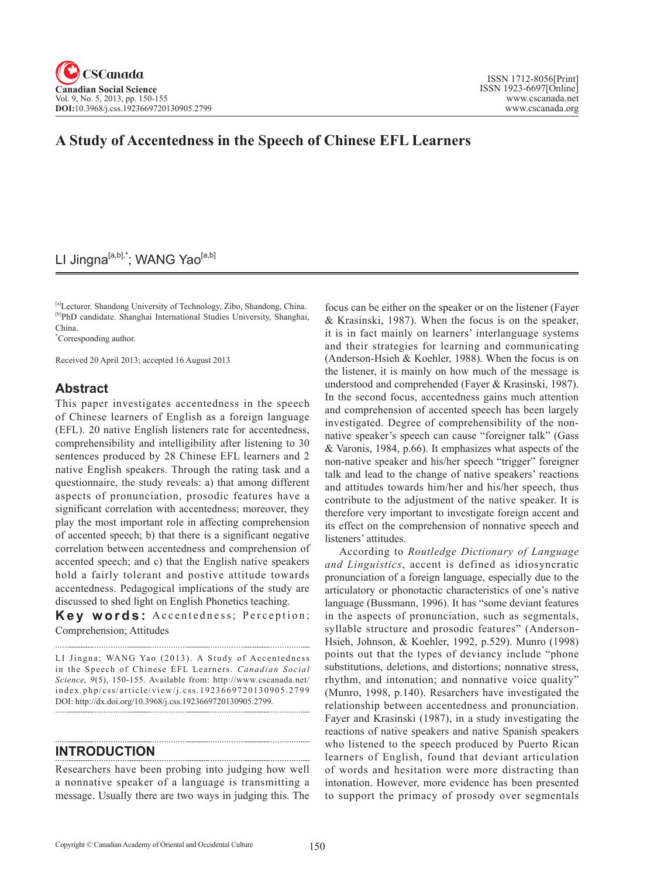# A Study of Accentedness in the Speech of Chinese EFL Learners

LI Jingna[a,b],*; WANG Yao[a,b]

[a]Lecturer. Shandong University of Technology, Zibo, Shandong, China.
[b]PhD candidate. Shanghai International Studies University, Shanghai, China.
*Corresponding author.

Received 20 April 2013; accepted 16 August 2013

## Abstract

This paper investigates accentedness in the speech of Chinese learners of English as a foreign language (EFL). 20 native English listeners rate for accentedness, comprehensibility and intelligibility after listening to 30 sentences produced by 28 Chinese EFL learners and 2 native English speakers. Through the rating task and a questionnaire, the study reveals: a) that among different aspects of pronunciation, prosodic features have a significant correlation with accentedness; moreover, they play the most important role in affecting comprehension of accented speech; b) that there is a significant negative correlation between accentedness and comprehension of accented speech; and c) that the English native speakers hold a fairly tolerant and postive attitude towards accentedness. Pedagogical implications of the study are discussed to shed light on English Phonetics teaching.

**Key words:** Accentedness; Perception; Comprehension; Attitudes

LI Jingna; WANG Yao (2013). A Study of Accentedness in the Speech of Chinese EFL Learners. *Canadian Social Science, 9*(5), 150-155. Available from: http://www.cscanada.net/index.php/css/article/view/j.css.1923669720130905.2799 DOI: http://dx.doi.org/10.3968/j.css.1923669720130905.2799.

## INTRODUCTION

Researchers have been probing into judging how well a nonnative speaker of a language is transmitting a message. Usually there are two ways in judging this. The focus can be either on the speaker or on the listener (Fayer & Krasinski, 1987). When the focus is on the speaker, it is in fact mainly on learners' interlanguage systems and their strategies for learning and communicating (Anderson-Hsieh & Koehler, 1988). When the focus is on the listener, it is mainly on how much of the message is understood and comprehended (Fayer & Krasinski, 1987). In the second focus, accentedness gains much attention and comprehension of accented speech has been largely investigated. Degree of comprehensibility of the non-native speaker's speech can cause "foreigner talk" (Gass & Varonis, 1984, p.66). It emphasizes what aspects of the non-native speaker and his/her speech "trigger" foreigner talk and lead to the change of native speakers' reactions and attitudes towards him/her and his/her speech, thus contribute to the adjustment of the native speaker. It is therefore very important to investigate foreign accent and its effect on the comprehension of nonnative speech and listeners' attitudes.

According to *Routledge Dictionary of Language and Linguistics*, accent is defined as idiosyncratic pronunciation of a foreign language, especially due to the articulatory or phonotactic characteristics of one's native language (Bussmann, 1996). It has "some deviant features in the aspects of pronunciation, such as segmentals, syllable structure and prosodic features" (Anderson-Hsieh, Johnson, & Koehler, 1992, p.529). Munro (1998) points out that the types of deviancy include "phone substitutions, deletions, and distortions; nonnative stress, rhythm, and intonation; and nonnative voice quality" (Munro, 1998, p.140). Researchers have investigated the relationship between accentedness and pronunciation. Fayer and Krasinski (1987), in a study investigating the reactions of native speakers and native Spanish speakers who listened to the speech produced by Puerto Rican learners of English, found that deviant articulation of words and hesitation were more distracting than intonation. However, more evidence has been presented to support the primacy of prosody over segmentals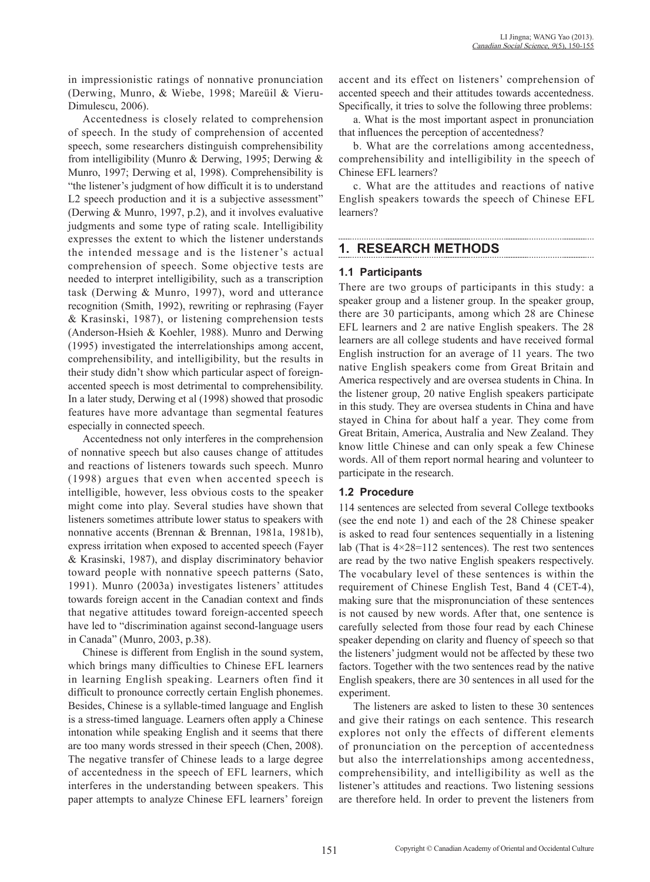in impressionistic ratings of nonnative pronunciation (Derwing, Munro, & Wiebe, 1998; Mareüil & Vieru-Dimulescu, 2006).

Accentedness is closely related to comprehension of speech. In the study of comprehension of accented speech, some researchers distinguish comprehensibility from intelligibility (Munro & Derwing, 1995; Derwing & Munro, 1997; Derwing et al, 1998). Comprehensibility is "the listener's judgment of how difficult it is to understand L2 speech production and it is a subjective assessment" (Derwing & Munro, 1997, p.2), and it involves evaluative judgments and some type of rating scale. Intelligibility expresses the extent to which the listener understands the intended message and is the listener's actual comprehension of speech. Some objective tests are needed to interpret intelligibility, such as a transcription task (Derwing & Munro, 1997), word and utterance recognition (Smith, 1992), rewriting or rephrasing (Fayer & Krasinski, 1987), or listening comprehension tests (Anderson-Hsieh & Koehler, 1988). Munro and Derwing (1995) investigated the interrelationships among accent, comprehensibility, and intelligibility, but the results in their study didn't show which particular aspect of foreign-accented speech is most detrimental to comprehensibility. In a later study, Derwing et al (1998) showed that prosodic features have more advantage than segmental features especially in connected speech.

Accentedness not only interferes in the comprehension of nonnative speech but also causes change of attitudes and reactions of listeners towards such speech. Munro (1998) argues that even when accented speech is intelligible, however, less obvious costs to the speaker might come into play. Several studies have shown that listeners sometimes attribute lower status to speakers with nonnative accents (Brennan & Brennan, 1981a, 1981b), express irritation when exposed to accented speech (Fayer & Krasinski, 1987), and display discriminatory behavior toward people with nonnative speech patterns (Sato, 1991). Munro (2003a) investigates listeners' attitudes towards foreign accent in the Canadian context and finds that negative attitudes toward foreign-accented speech have led to "discrimination against second-language users in Canada" (Munro, 2003, p.38).

Chinese is different from English in the sound system, which brings many difficulties to Chinese EFL learners in learning English speaking. Learners often find it difficult to pronounce correctly certain English phonemes. Besides, Chinese is a syllable-timed language and English is a stress-timed language. Learners often apply a Chinese intonation while speaking English and it seems that there are too many words stressed in their speech (Chen, 2008). The negative transfer of Chinese leads to a large degree of accentedness in the speech of EFL learners, which interferes in the understanding between speakers. This paper attempts to analyze Chinese EFL learners' foreign accent and its effect on listeners' comprehension of accented speech and their attitudes towards accentedness. Specifically, it tries to solve the following three problems:

a. What is the most important aspect in pronunciation that influences the perception of accentedness?

b. What are the correlations among accentedness, comprehensibility and intelligibility in the speech of Chinese EFL learners?

c. What are the attitudes and reactions of native English speakers towards the speech of Chinese EFL learners?

## 1. RESEARCH METHODS

### 1.1 Participants

There are two groups of participants in this study: a speaker group and a listener group. In the speaker group, there are 30 participants, among which 28 are Chinese EFL learners and 2 are native English speakers. The 28 learners are all college students and have received formal English instruction for an average of 11 years. The two native English speakers come from Great Britain and America respectively and are oversea students in China. In the listener group, 20 native English speakers participate in this study. They are oversea students in China and have stayed in China for about half a year. They come from Great Britain, America, Australia and New Zealand. They know little Chinese and can only speak a few Chinese words. All of them report normal hearing and volunteer to participate in the research.

### 1.2 Procedure

114 sentences are selected from several College textbooks (see the end note 1) and each of the 28 Chinese speaker is asked to read four sentences sequentially in a listening lab (That is 4×28=112 sentences). The rest two sentences are read by the two native English speakers respectively. The vocabulary level of these sentences is within the requirement of Chinese English Test, Band 4 (CET-4), making sure that the mispronunciation of these sentences is not caused by new words. After that, one sentence is carefully selected from those four read by each Chinese speaker depending on clarity and fluency of speech so that the listeners' judgment would not be affected by these two factors. Together with the two sentences read by the native English speakers, there are 30 sentences in all used for the experiment.

The listeners are asked to listen to these 30 sentences and give their ratings on each sentence. This research explores not only the effects of different elements of pronunciation on the perception of accentedness but also the interrelationships among accentedness, comprehensibility, and intelligibility as well as the listener's attitudes and reactions. Two listening sessions are therefore held. In order to prevent the listeners from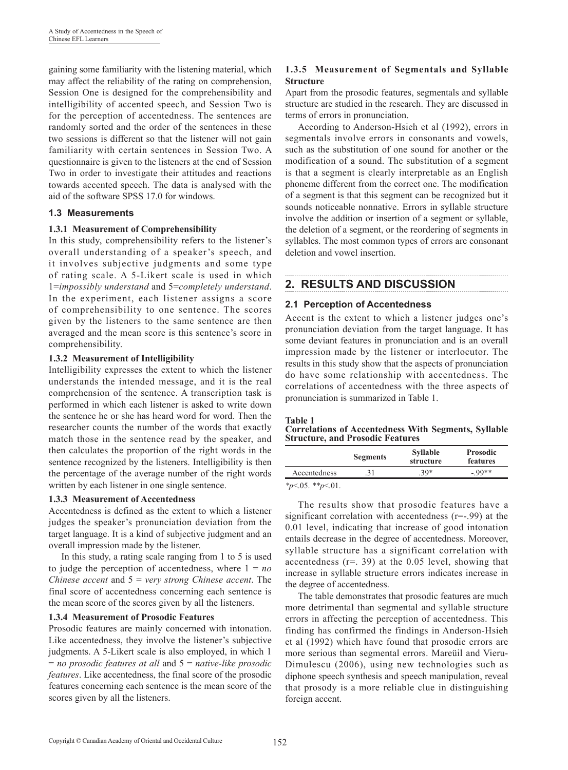gaining some familiarity with the listening material, which may affect the reliability of the rating on comprehension, Session One is designed for the comprehensibility and intelligibility of accented speech, and Session Two is for the perception of accentedness. The sentences are randomly sorted and the order of the sentences in these two sessions is different so that the listener will not gain familiarity with certain sentences in Session Two. A questionnaire is given to the listeners at the end of Session Two in order to investigate their attitudes and reactions towards accented speech. The data is analysed with the aid of the software SPSS 17.0 for windows.

### 1.3 Measurements

#### 1.3.1 Measurement of Comprehensibility

In this study, comprehensibility refers to the listener's overall understanding of a speaker's speech, and it involves subjective judgments and some type of rating scale. A 5-Likert scale is used in which 1=*impossibly understand* and 5=*completely understand*. In the experiment, each listener assigns a score of comprehensibility to one sentence. The scores given by the listeners to the same sentence are then averaged and the mean score is this sentence's score in comprehensibility.

#### 1.3.2 Measurement of Intelligibility

Intelligibility expresses the extent to which the listener understands the intended message, and it is the real comprehension of the sentence. A transcription task is performed in which each listener is asked to write down the sentence he or she has heard word for word. Then the researcher counts the number of the words that exactly match those in the sentence read by the speaker, and then calculates the proportion of the right words in the sentence recognized by the listeners. Intelligibility is then the percentage of the average number of the right words written by each listener in one single sentence.

#### 1.3.3 Measurement of Accentedness

Accentedness is defined as the extent to which a listener judges the speaker's pronunciation deviation from the target language. It is a kind of subjective judgment and an overall impression made by the listener.

In this study, a rating scale ranging from 1 to 5 is used to judge the perception of accentedness, where 1 = *no Chinese accent* and 5 = *very strong Chinese accent*. The final score of accentedness concerning each sentence is the mean score of the scores given by all the listeners.

#### 1.3.4 Measurement of Prosodic Features

Prosodic features are mainly concerned with intonation. Like accentedness, they involve the listener's subjective judgments. A 5-Likert scale is also employed, in which 1 = *no prosodic features at all* and 5 = *native-like prosodic features*. Like accentedness, the final score of the prosodic features concerning each sentence is the mean score of the scores given by all the listeners.

#### 1.3.5 Measurement of Segmentals and Syllable Structure

Apart from the prosodic features, segmentals and syllable structure are studied in the research. They are discussed in terms of errors in pronunciation.

According to Anderson-Hsieh et al (1992), errors in segmentals involve errors in consonants and vowels, such as the substitution of one sound for another or the modification of a sound. The substitution of a segment is that a segment is clearly interpretable as an English phoneme different from the correct one. The modification of a segment is that this segment can be recognized but it sounds noticeable nonnative. Errors in syllable structure involve the addition or insertion of a segment or syllable, the deletion of a segment, or the reordering of segments in syllables. The most common types of errors are consonant deletion and vowel insertion.

## 2. RESULTS AND DISCUSSION

### 2.1 Perception of Accentedness

Accent is the extent to which a listener judges one's pronunciation deviation from the target language. It has some deviant features in pronunciation and is an overall impression made by the listener or interlocutor. The results in this study show that the aspects of pronunciation do have some relationship with accentedness. The correlations of accentedness with the three aspects of pronunciation is summarized in Table 1.

**Table 1**
**Correlations of Accentedness With Segments, Syllable Structure, and Prosodic Features**

| | Segments | Syllable structure | Prosodic features |
|---|---|---|---|
| Accentedness | .31 | .39* | -.99** |

$*p<.05$. $**p<.01$.

The results show that prosodic features have a significant correlation with accentedness (r=-.99) at the 0.01 level, indicating that increase of good intonation entails decrease in the degree of accentedness. Moreover, syllable structure has a significant correlation with accentedness (r=. 39) at the 0.05 level, showing that increase in syllable structure errors indicates increase in the degree of accentedness.

The table demonstrates that prosodic features are much more detrimental than segmental and syllable structure errors in affecting the perception of accentedness. This finding has confirmed the findings in Anderson-Hsieh et al (1992) which have found that prosodic errors are more serious than segmental errors. Mareüil and Vieru-Dimulescu (2006), using new technologies such as diphone speech synthesis and speech manipulation, reveal that prosody is a more reliable clue in distinguishing foreign accent.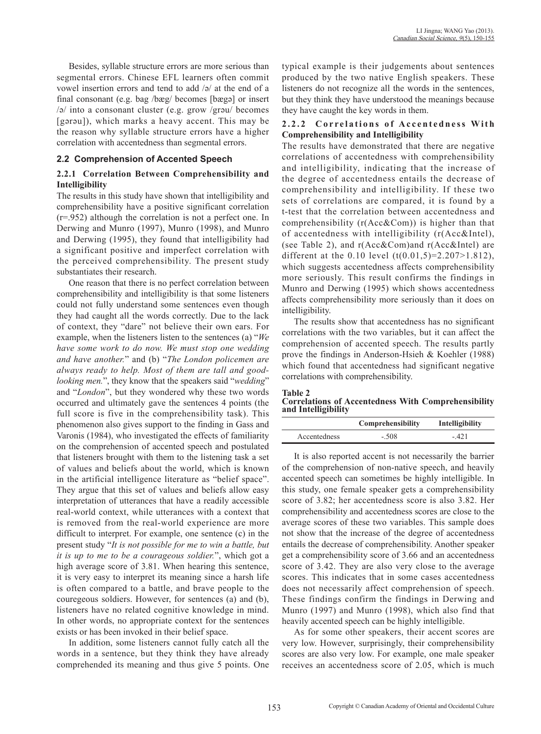Besides, syllable structure errors are more serious than segmental errors. Chinese EFL learners often commit vowel insertion errors and tend to add /ə/ at the end of a final consonant (e.g. bag /bæg/ becomes [bægə] or insert /ə/ into a consonant cluster (e.g. grow /grəu/ becomes [gərəu]), which marks a heavy accent. This may be the reason why syllable structure errors have a higher correlation with accentedness than segmental errors.

## 2.2 Comprehension of Accented Speech

### 2.2.1 Correlation Between Comprehensibility and Intelligibility

The results in this study have shown that intelligibility and comprehensibility have a positive significant correlation (r=.952) although the correlation is not a perfect one. In Derwing and Munro (1997), Munro (1998), and Munro and Derwing (1995), they found that intelligibility had a significant positive and imperfect correlation with the perceived comprehensibility. The present study substantiates their research.

One reason that there is no perfect correlation between comprehensibility and intelligibility is that some listeners could not fully understand some sentences even though they had caught all the words correctly. Due to the lack of context, they "dare" not believe their own ears. For example, when the listeners listen to the sentences (a) "*We have some work to do now. We must stop one wedding and have another.*" and (b) "*The London policemen are always ready to help. Most of them are tall and good-looking men.*", they know that the speakers said "*wedding*" and "*London*", but they wondered why these two words occurred and ultimately gave the sentences 4 points (the full score is five in the comprehensibility task). This phenomenon also gives support to the finding in Gass and Varonis (1984), who investigated the effects of familiarity on the comprehension of accented speech and postulated that listeners brought with them to the listening task a set of values and beliefs about the world, which is known in the artificial intelligence literature as "belief space". They argue that this set of values and beliefs allow easy interpretation of utterances that have a readily accessible real-world context, while utterances with a context that is removed from the real-world experience are more difficult to interpret. For example, one sentence (c) in the present study "*It is not possible for me to win a battle, but it is up to me to be a courageous soldier.*", which got a high average score of 3.81. When hearing this sentence, it is very easy to interpret its meaning since a harsh life is often compared to a battle, and brave people to the couregeous soldiers. However, for sentences (a) and (b), listeners have no related cognitive knowledge in mind. In other words, no appropriate context for the sentences exists or has been invoked in their belief space.

In addition, some listeners cannot fully catch all the words in a sentence, but they think they have already comprehended its meaning and thus give 5 points. One typical example is their judgements about sentences produced by the two native English speakers. These listeners do not recognize all the words in the sentences, but they think they have understood the meanings because they have caught the key words in them.

### 2.2.2 Correlations of Accentedness With Comprehensibility and Intelligibility

The results have demonstrated that there are negative correlations of accentedness with comprehensibility and intelligibility, indicating that the increase of the degree of accentedness entails the decrease of comprehensibility and intelligibility. If these two sets of correlations are compared, it is found by a t-test that the correlation between accentedness and comprehensibility (r(Acc&Com)) is higher than that of accentedness with intelligibility (r(Acc&Intel), (see Table 2), and r(Acc&Com)and r(Acc&Intel) are different at the 0.10 level (t(0.01,5)=2.207>1.812), which suggests accentedness affects comprehensibility more seriously. This result confirms the findings in Munro and Derwing (1995) which shows accentedness affects comprehensibility more seriously than it does on intelligibility.

The results show that accentedness has no significant correlations with the two variables, but it can affect the comprehension of accented speech. The results partly prove the findings in Anderson-Hsieh & Koehler (1988) which found that accentedness had significant negative correlations with comprehensibility.

**Table 2**
**Correlations of Accentedness With Comprehensibility and Intelligibility**

| | Comprehensibility | Intelligibility |
|---|---|---|
| Accentedness | -.508 | -.421 |

It is also reported accent is not necessarily the barrier of the comprehension of non-native speech, and heavily accented speech can sometimes be highly intelligible. In this study, one female speaker gets a comprehensibility score of 3.82; her accentedness score is also 3.82. Her comprehensibility and accentedness scores are close to the average scores of these two variables. This sample does not show that the increase of the degree of accentedness entails the decrease of comprehensibility. Another speaker get a comprehensibility score of 3.66 and an accentedness score of 3.42. They are also very close to the average scores. This indicates that in some cases accentedness does not necessarily affect comprehension of speech. These findings confirm the findings in Derwing and Munro (1997) and Munro (1998), which also find that heavily accented speech can be highly intelligible.

As for some other speakers, their accent scores are very low. However, surprisingly, their comprehensibility scores are also very low. For example, one male speaker receives an accentedness score of 2.05, which is much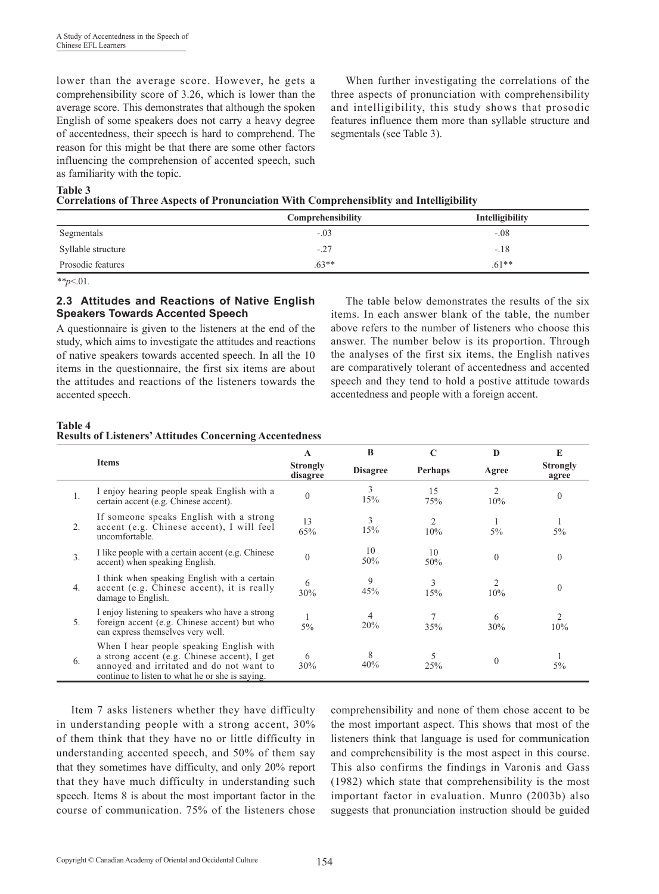lower than the average score. However, he gets a comprehensibility score of 3.26, which is lower than the average score. This demonstrates that although the spoken English of some speakers does not carry a heavy degree of accentedness, their speech is hard to comprehend. The reason for this might be that there are some other factors influencing the comprehension of accented speech, such as familiarity with the topic.

When further investigating the correlations of the three aspects of pronunciation with comprehensibility and intelligibility, this study shows that prosodic features influence them more than syllable structure and segmentals (see Table 3).

**Table 3**
**Correlations of Three Aspects of Pronunciation With Comprehensiblity and Intelligibility**

| | Comprehensibility | Intelligibility |
|---|---|---|
| Segmentals | -.03 | -.08 |
| Syllable structure | -.27 | -.18 |
| Prosodic features | .63** | .61** |

**$p<.01$.

### 2.3 Attitudes and Reactions of Native English Speakers Towards Accented Speech

A questionnaire is given to the listeners at the end of the study, which aims to investigate the attitudes and reactions of native speakers towards accented speech. In all the 10 items in the questionnaire, the first six items are about the attitudes and reactions of the listeners towards the accented speech.

The table below demonstrates the results of the six items. In each answer blank of the table, the number above refers to the number of listeners who choose this answer. The number below is its proportion. Through the analyses of the first six items, the English natives are comparatively tolerant of accentedness and accented speech and they tend to hold a postive attitude towards accentedness and people with a foreign accent.

**Table 4**
**Results of Listeners' Attitudes Concerning Accentedness**

| | Items | A<br>Strongly disagree | B<br>Disagree | C<br>Perhaps | D<br>Agree | E<br>Strongly agree |
|---|---|---|---|---|---|---|
| 1. | I enjoy hearing people speak English with a certain accent (e.g. Chinese accent). | 0 | 3<br>15% | 15<br>75% | 2<br>10% | 0 |
| 2. | If someone speaks English with a strong accent (e.g. Chinese accent), I will feel uncomfortable. | 13<br>65% | 3<br>15% | 2<br>10% | 1<br>5% | 1<br>5% |
| 3. | I like people with a certain accent (e.g. Chinese accent) when speaking English. | 0 | 10<br>50% | 10<br>50% | 0 | 0 |
| 4. | I think when speaking English with a certain accent (e.g. Chinese accent), it is really damage to English. | 6<br>30% | 9<br>45% | 3<br>15% | 2<br>10% | 0 |
| 5. | I enjoy listening to speakers who have a strong foreign accent (e.g. Chinese accent) but who can express themselves very well. | 1<br>5% | 4<br>20% | 7<br>35% | 6<br>30% | 2<br>10% |
| 6. | When I hear people speaking English with a strong accent (e.g. Chinese accent), I get annoyed and irritated and do not want to continue to listen to what he or she is saying. | 6<br>30% | 8<br>40% | 5<br>25% | 0 | 1<br>5% |

Item 7 asks listeners whether they have difficulty in understanding people with a strong accent, 30% of them think that they have no or little difficulty in understanding accented speech, and 50% of them say that they sometimes have difficulty, and only 20% report that they have much difficulty in understanding such speech. Items 8 is about the most important factor in the course of communication. 75% of the listeners chose comprehensibility and none of them chose accent to be the most important aspect. This shows that most of the listeners think that language is used for communication and comprehensibility is the most aspect in this course. This also confirms the findings in Varonis and Gass (1982) which state that comprehensibility is the most important factor in evaluation. Munro (2003b) also suggests that pronunciation instruction should be guided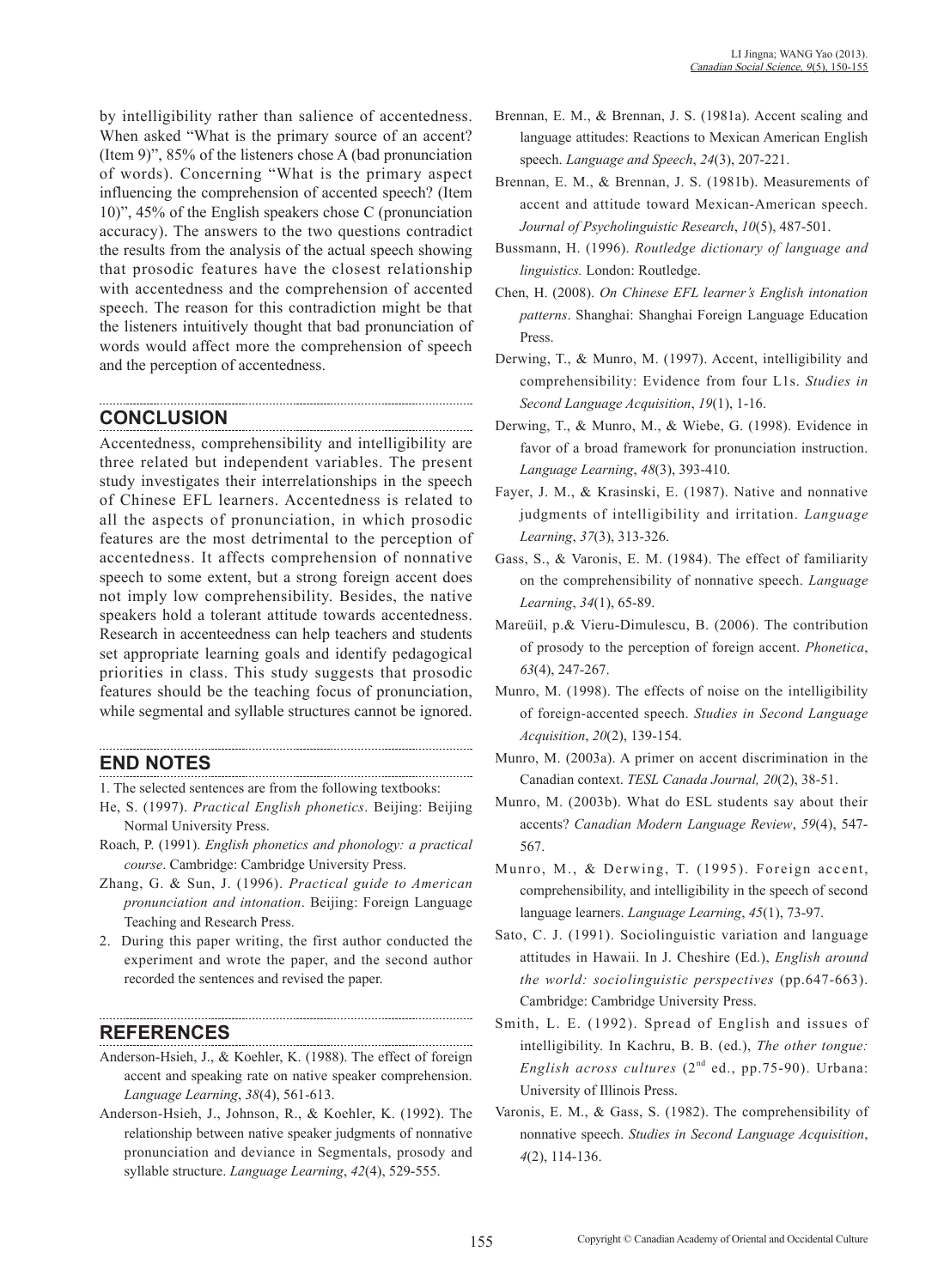by intelligibility rather than salience of accentedness. When asked "What is the primary source of an accent? (Item 9)", 85% of the listeners chose A (bad pronunciation of words). Concerning "What is the primary aspect influencing the comprehension of accented speech? (Item 10)", 45% of the English speakers chose C (pronunciation accuracy). The answers to the two questions contradict the results from the analysis of the actual speech showing that prosodic features have the closest relationship with accentedness and the comprehension of accented speech. The reason for this contradiction might be that the listeners intuitively thought that bad pronunciation of words would affect more the comprehension of speech and the perception of accentedness.

## CONCLUSION

Accentedness, comprehensibility and intelligibility are three related but independent variables. The present study investigates their interrelationships in the speech of Chinese EFL learners. Accentedness is related to all the aspects of pronunciation, in which prosodic features are the most detrimental to the perception of accentedness. It affects comprehension of nonnative speech to some extent, but a strong foreign accent does not imply low comprehensibility. Besides, the native speakers hold a tolerant attitude towards accentedness. Research in accenteedness can help teachers and students set appropriate learning goals and identify pedagogical priorities in class. This study suggests that prosodic features should be the teaching focus of pronunciation, while segmental and syllable structures cannot be ignored.

## END NOTES

1. The selected sentences are from the following textbooks:

He, S. (1997). *Practical English phonetics*. Beijing: Beijing Normal University Press.

Roach, P. (1991). *English phonetics and phonology: a practical course*. Cambridge: Cambridge University Press.

Zhang, G. & Sun, J. (1996). *Practical guide to American pronunciation and intonation*. Beijing: Foreign Language Teaching and Research Press.

2. During this paper writing, the first author conducted the experiment and wrote the paper, and the second author recorded the sentences and revised the paper.

## REFERENCES

Anderson-Hsieh, J., & Koehler, K. (1988). The effect of foreign accent and speaking rate on native speaker comprehension. *Language Learning*, *38*(4), 561-613.

Anderson-Hsieh, J., Johnson, R., & Koehler, K. (1992). The relationship between native speaker judgments of nonnative pronunciation and deviance in Segmentals, prosody and syllable structure. *Language Learning*, *42*(4), 529-555.

Brennan, E. M., & Brennan, J. S. (1981a). Accent scaling and language attitudes: Reactions to Mexican American English speech. *Language and Speech*, *24*(3), 207-221.

Brennan, E. M., & Brennan, J. S. (1981b). Measurements of accent and attitude toward Mexican-American speech. *Journal of Psycholinguistic Research*, *10*(5), 487-501.

Bussmann, H. (1996). *Routledge dictionary of language and linguistics.* London: Routledge.

Chen, H. (2008). *On Chinese EFL learner's English intonation patterns*. Shanghai: Shanghai Foreign Language Education Press.

Derwing, T., & Munro, M. (1997). Accent, intelligibility and comprehensibility: Evidence from four L1s. *Studies in Second Language Acquisition*, *19*(1), 1-16.

Derwing, T., & Munro, M., & Wiebe, G. (1998). Evidence in favor of a broad framework for pronunciation instruction. *Language Learning*, *48*(3), 393-410.

Fayer, J. M., & Krasinski, E. (1987). Native and nonnative judgments of intelligibility and irritation. *Language Learning*, *37*(3), 313-326.

Gass, S., & Varonis, E. M. (1984). The effect of familiarity on the comprehensibility of nonnative speech. *Language Learning*, *34*(1), 65-89.

Mareüil, p.& Vieru-Dimulescu, B. (2006). The contribution of prosody to the perception of foreign accent. *Phonetica*, *63*(4), 247-267.

Munro, M. (1998). The effects of noise on the intelligibility of foreign-accented speech. *Studies in Second Language Acquisition*, *20*(2), 139-154.

Munro, M. (2003a). A primer on accent discrimination in the Canadian context. *TESL Canada Journal, 20*(2), 38-51.

Munro, M. (2003b). What do ESL students say about their accents? *Canadian Modern Language Review*, *59*(4), 547-567.

Munro, M., & Derwing, T. (1995). Foreign accent, comprehensibility, and intelligibility in the speech of second language learners. *Language Learning*, *45*(1), 73-97.

Sato, C. J. (1991). Sociolinguistic variation and language attitudes in Hawaii. In J. Cheshire (Ed.), *English around the world: sociolinguistic perspectives* (pp.647-663). Cambridge: Cambridge University Press.

Smith, L. E. (1992). Spread of English and issues of intelligibility. In Kachru, B. B. (ed.), *The other tongue: English across cultures* (2nd ed., pp.75-90). Urbana: University of Illinois Press.

Varonis, E. M., & Gass, S. (1982). The comprehensibility of nonnative speech. *Studies in Second Language Acquisition*, *4*(2), 114-136.